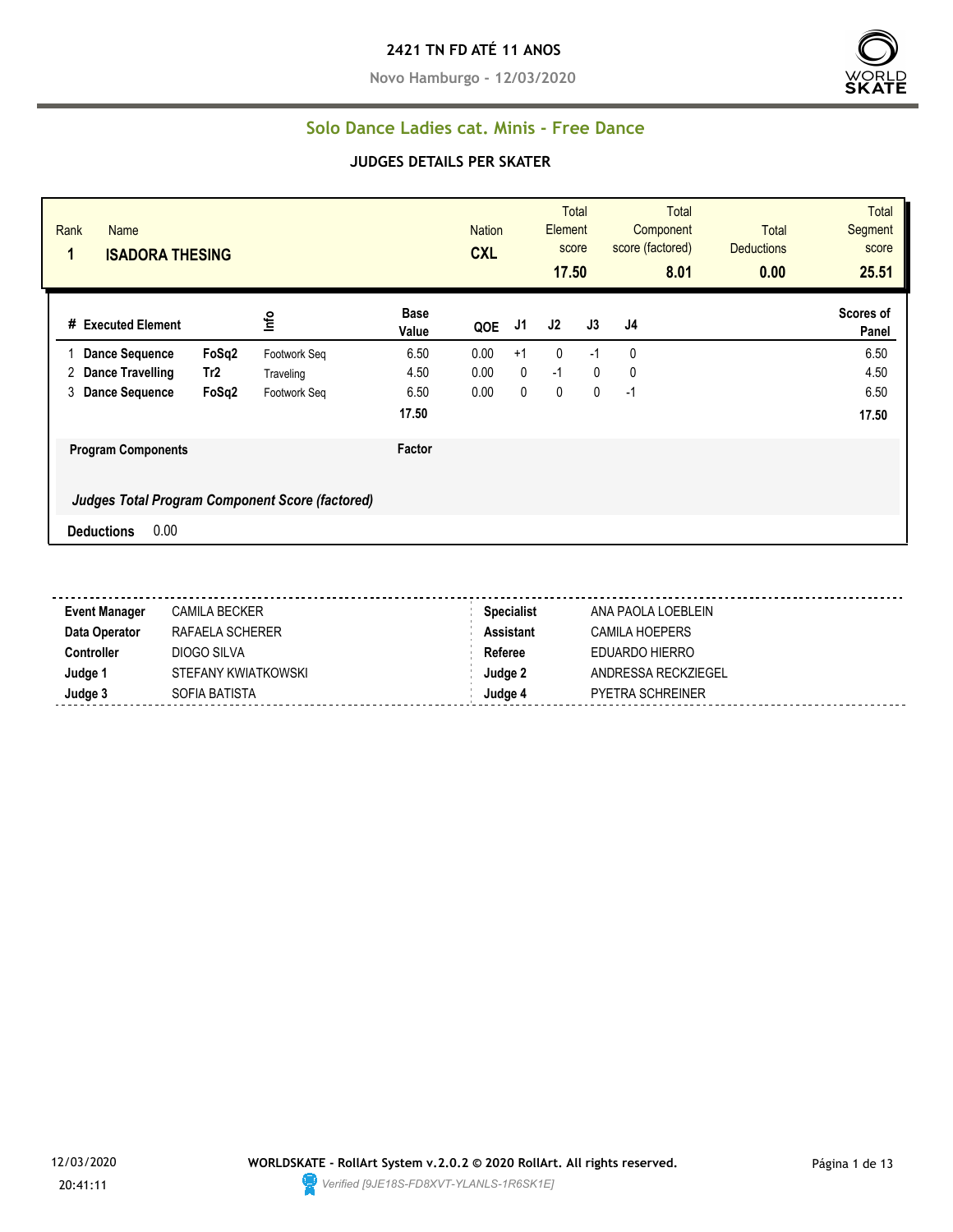# 2421 TN FD ATÉ 11 ANOS

**Novo Hamburgo - 12/03/2020**

## Solo Dance Ladies cat. Minis - Free Dance

### JUDGES DETAILS PER SKATER

| Rank | Name | Nation | Total Element score | Total Component score (factored) | Total Deductions | Total Segment score |
|---|---|---|---|---|---|---|
| 1 | ISADORA THESING | CXL | 17.50 | 8.01 | 0.00 | 25.51 |

| # | Executed Element | | Info | Base Value | QOE | J1 | J2 | J3 | J4 | Scores of Panel |
|---|---|---|---|---|---|---|---|---|---|---|
| 1 | Dance Sequence | FoSq2 | Footwork Seq | 6.50 | 0.00 | +1 | 0 | -1 | 0 | 6.50 |
| 2 | Dance Travelling | Tr2 | Traveling | 4.50 | 0.00 | 0 | -1 | 0 | 0 | 4.50 |
| 3 | Dance Sequence | FoSq2 | Footwork Seq | 6.50 | 0.00 | 0 | 0 | 0 | -1 | 6.50 |
| | | | | 17.50 | | | | | | 17.50 |

**Program Components** — **Factor**

***Judges Total Program Component Score (factored)***

**Deductions** 0.00

| | | | |
|---|---|---|---|
| **Event Manager** | CAMILA BECKER | **Specialist** | ANA PAOLA LOEBLEIN |
| **Data Operator** | RAFAELA SCHERER | **Assistant** | CAMILA HOEPERS |
| **Controller** | DIOGO SILVA | **Referee** | EDUARDO HIERRO |
| **Judge 1** | STEFANY KWIATKOWSKI | **Judge 2** | ANDRESSA RECKZIEGEL |
| **Judge 3** | SOFIA BATISTA | **Judge 4** | PYETRA SCHREINER |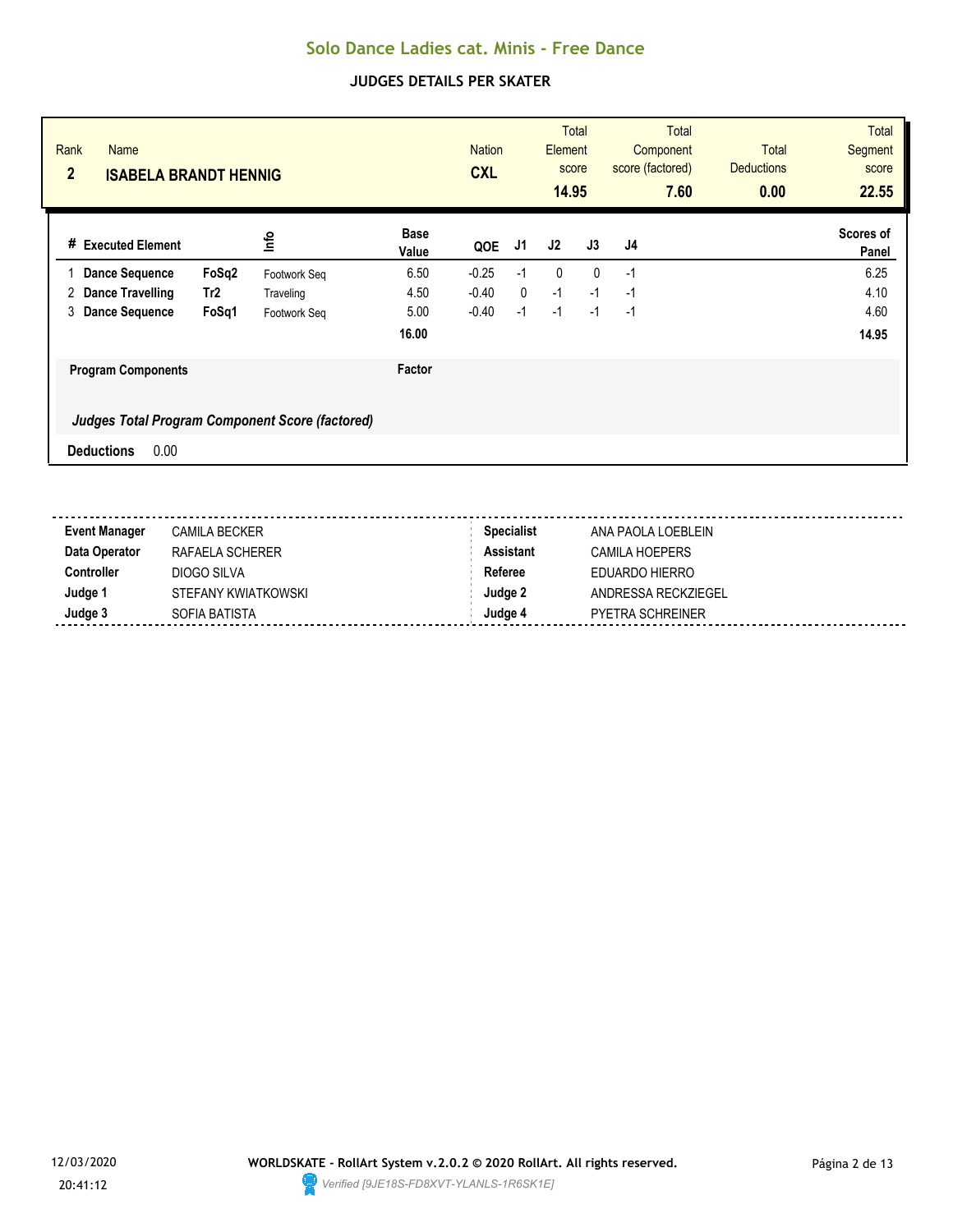# Solo Dance Ladies cat. Minis - Free Dance

## JUDGES DETAILS PER SKATER

| Rank | Name | Nation | Total Element score | Total Component score (factored) | Total Deductions | Total Segment score |
|---|---|---|---|---|---|---|
| 2 | ISABELA BRANDT HENNIG | CXL | 14.95 | 7.60 | 0.00 | 22.55 |

| # | Executed Element | | Info | Base Value | QOE | J1 | J2 | J3 | J4 | Scores of Panel |
|---|---|---|---|---|---|---|---|---|---|---|
| 1 | Dance Sequence | FoSq2 | Footwork Seq | 6.50 | -0.25 | -1 | 0 | 0 | -1 | 6.25 |
| 2 | Dance Travelling | Tr2 | Traveling | 4.50 | -0.40 | 0 | -1 | -1 | -1 | 4.10 |
| 3 | Dance Sequence | FoSq1 | Footwork Seq | 5.00 | -0.40 | -1 | -1 | -1 | -1 | 4.60 |
| | | | | 16.00 | | | | | | 14.95 |

| Program Components | Factor |
|---|---|
| *Judges Total Program Component Score (factored)* | |

**Deductions** 0.00

| | | | |
|---|---|---|---|
| **Event Manager** | CAMILA BECKER | **Specialist** | ANA PAOLA LOEBLEIN |
| **Data Operator** | RAFAELA SCHERER | **Assistant** | CAMILA HOEPERS |
| **Controller** | DIOGO SILVA | **Referee** | EDUARDO HIERRO |
| **Judge 1** | STEFANY KWIATKOWSKI | **Judge 2** | ANDRESSA RECKZIEGEL |
| **Judge 3** | SOFIA BATISTA | **Judge 4** | PYETRA SCHREINER |

12/03/2020 20:41:12

**WORLDSKATE - RollArt System v.2.0.2 © 2020 RollArt. All rights reserved.**

*Verified [9JE18S-FD8XVT-YLANLS-1R6SK1E]*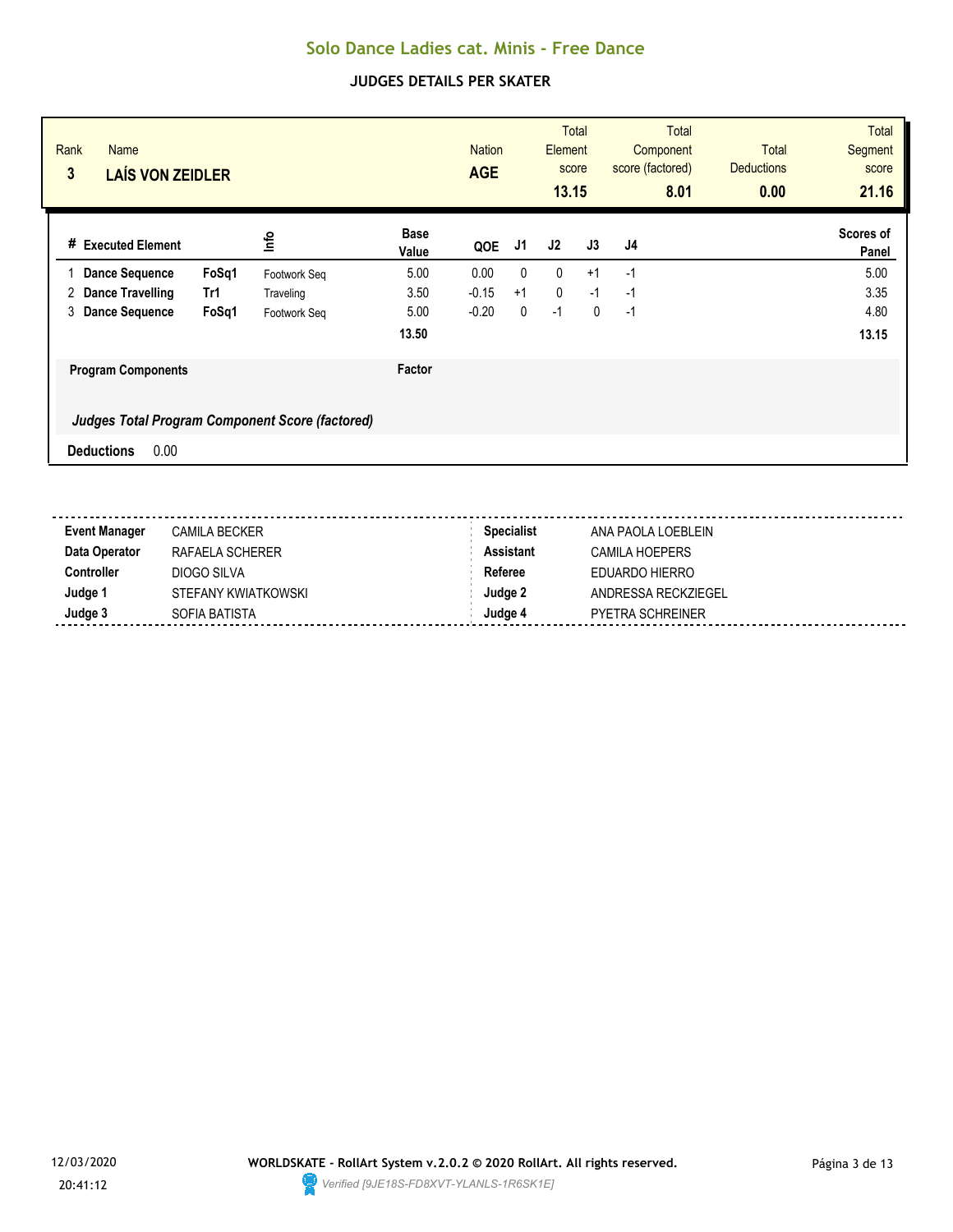# Solo Dance Ladies cat. Minis - Free Dance

## JUDGES DETAILS PER SKATER

| Rank | Name | Nation | Total Element score | Total Component score (factored) | Total Deductions | Total Segment score |
|---|---|---|---|---|---|---|
| 3 | **LAÍS VON ZEIDLER** | **AGE** | **13.15** | **8.01** | **0.00** | **21.16** |

| # | Executed Element | | Info | Base Value | QOE | J1 | J2 | J3 | J4 | Scores of Panel |
|---|---|---|---|---|---|---|---|---|---|---|
| 1 | **Dance Sequence** | **FoSq1** | Footwork Seq | 5.00 | 0.00 | 0 | 0 | +1 | -1 | 5.00 |
| 2 | **Dance Travelling** | **Tr1** | Traveling | 3.50 | -0.15 | +1 | 0 | -1 | -1 | 3.35 |
| 3 | **Dance Sequence** | **FoSq1** | Footwork Seq | 5.00 | -0.20 | 0 | -1 | 0 | -1 | 4.80 |
| | | | | **13.50** | | | | | | **13.15** |

**Program Components** — **Factor**

***Judges Total Program Component Score (factored)***

**Deductions** 0.00

| | | | |
|---|---|---|---|
| **Event Manager** | CAMILA BECKER | **Specialist** | ANA PAOLA LOEBLEIN |
| **Data Operator** | RAFAELA SCHERER | **Assistant** | CAMILA HOEPERS |
| **Controller** | DIOGO SILVA | **Referee** | EDUARDO HIERRO |
| **Judge 1** | STEFANY KWIATKOWSKI | **Judge 2** | ANDRESSA RECKZIEGEL |
| **Judge 3** | SOFIA BATISTA | **Judge 4** | PYETRA SCHREINER |

12/03/2020 20:41:12

**WORLDSKATE - RollArt System v.2.0.2 © 2020 RollArt. All rights reserved.**

*Verified [9JE18S-FD8XVT-YLANLS-1R6SK1E]*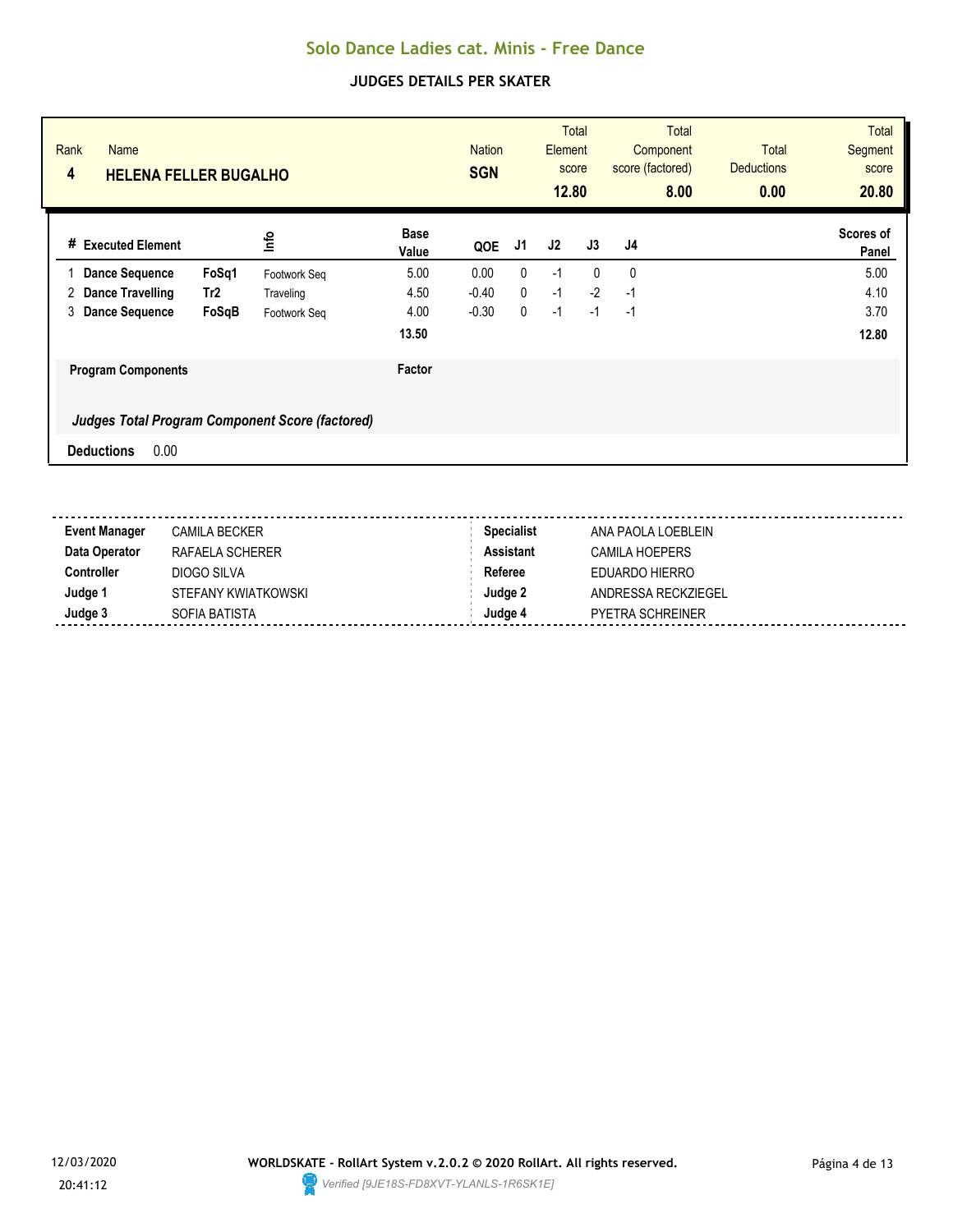# Solo Dance Ladies cat. Minis - Free Dance

## JUDGES DETAILS PER SKATER

| Rank | Name | Nation | Total Element score | Total Component score (factored) | Total Deductions | Total Segment score |
|---|---|---|---|---|---|---|
| 4 | HELENA FELLER BUGALHO | SGN | 12.80 | 8.00 | 0.00 | 20.80 |

| # | Executed Element | | Info | Base Value | QOE | J1 | J2 | J3 | J4 | Scores of Panel |
|---|---|---|---|---|---|---|---|---|---|---|
| 1 | Dance Sequence | FoSq1 | Footwork Seq | 5.00 | 0.00 | 0 | -1 | 0 | 0 | 5.00 |
| 2 | Dance Travelling | Tr2 | Traveling | 4.50 | -0.40 | 0 | -1 | -2 | -1 | 4.10 |
| 3 | Dance Sequence | FoSqB | Footwork Seq | 4.00 | -0.30 | 0 | -1 | -1 | -1 | 3.70 |
| | | | | 13.50 | | | | | | 12.80 |

| Program Components | Factor |
|---|---|

*Judges Total Program Component Score (factored)*

**Deductions** 0.00

| | | | |
|---|---|---|---|
| **Event Manager** | CAMILA BECKER | **Specialist** | ANA PAOLA LOEBLEIN |
| **Data Operator** | RAFAELA SCHERER | **Assistant** | CAMILA HOEPERS |
| **Controller** | DIOGO SILVA | **Referee** | EDUARDO HIERRO |
| **Judge 1** | STEFANY KWIATKOWSKI | **Judge 2** | ANDRESSA RECKZIEGEL |
| **Judge 3** | SOFIA BATISTA | **Judge 4** | PYETRA SCHREINER |

12/03/2020 20:41:12

**WORLDSKATE - RollArt System v.2.0.2 © 2020 RollArt. All rights reserved.**

*Verified [9JE18S-FD8XVT-YLANLS-1R6SK1E]*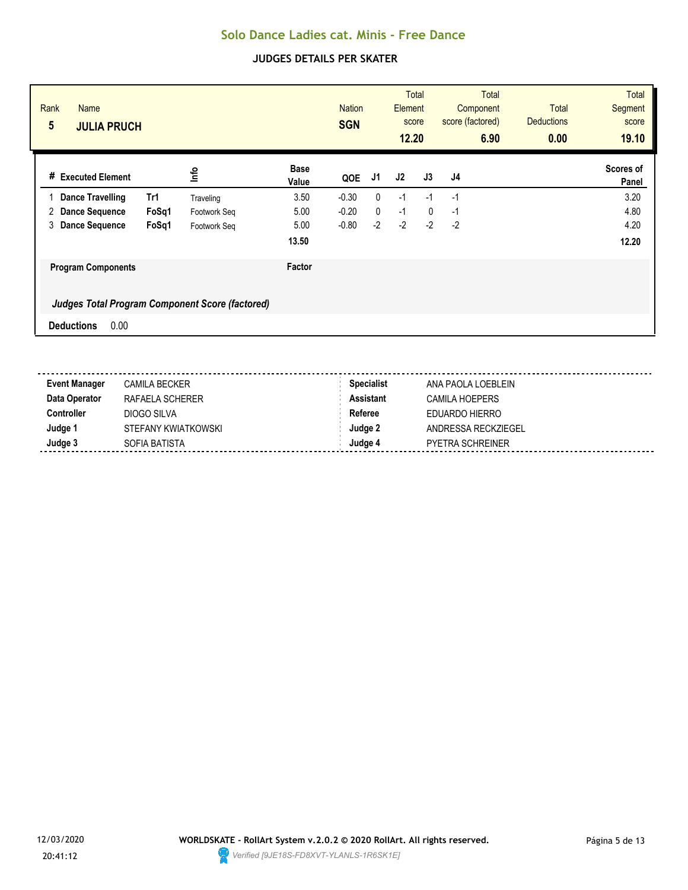# Solo Dance Ladies cat. Minis - Free Dance

## JUDGES DETAILS PER SKATER

| Rank | Name | Nation | Total Element score | Total Component score (factored) | Total Deductions | Total Segment score |
|---|---|---|---|---|---|---|
| 5 | **JULIA PRUCH** | **SGN** | **12.20** | **6.90** | **0.00** | **19.10** |

| # | Executed Element | | Info | Base Value | QOE | J1 | J2 | J3 | J4 | Scores of Panel |
|---|---|---|---|---|---|---|---|---|---|---|
| 1 | **Dance Travelling** | **Tr1** | Traveling | 3.50 | -0.30 | 0 | -1 | -1 | -1 | 3.20 |
| 2 | **Dance Sequence** | **FoSq1** | Footwork Seq | 5.00 | -0.20 | 0 | -1 | 0 | -1 | 4.80 |
| 3 | **Dance Sequence** | **FoSq1** | Footwork Seq | 5.00 | -0.80 | -2 | -2 | -2 | -2 | 4.20 |
| | | | | **13.50** | | | | | | **12.20** |

| **Program Components** | **Factor** |
|---|---|
| ***Judges Total Program Component Score (factored)*** | |

**Deductions** 0.00

| | | | |
|---|---|---|---|
| **Event Manager** | CAMILA BECKER | **Specialist** | ANA PAOLA LOEBLEIN |
| **Data Operator** | RAFAELA SCHERER | **Assistant** | CAMILA HOEPERS |
| **Controller** | DIOGO SILVA | **Referee** | EDUARDO HIERRO |
| **Judge 1** | STEFANY KWIATKOWSKI | **Judge 2** | ANDRESSA RECKZIEGEL |
| **Judge 3** | SOFIA BATISTA | **Judge 4** | PYETRA SCHREINER |

12/03/2020
20:41:12

**WORLDSKATE - RollArt System v.2.0.2 © 2020 RollArt. All rights reserved.**
*Verified [9JE18S-FD8XVT-YLANLS-1R6SK1E]*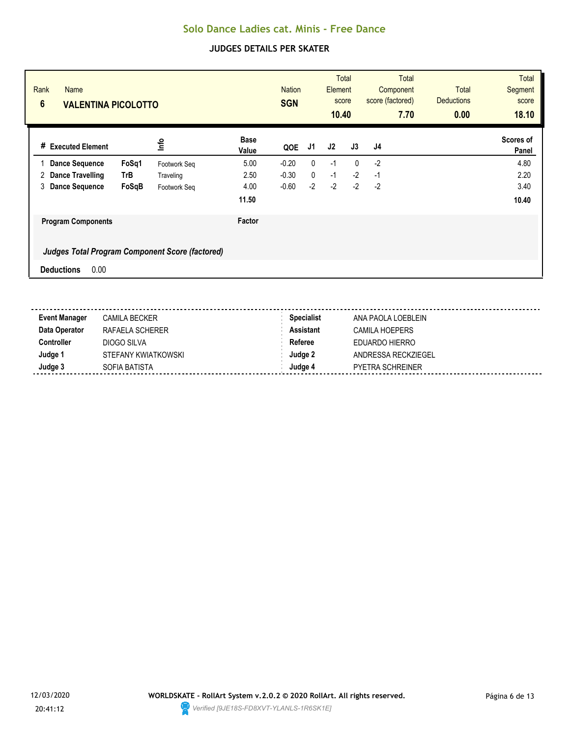# Solo Dance Ladies cat. Minis - Free Dance

## JUDGES DETAILS PER SKATER

| Rank | Name | Nation | Total Element score | Total Component score (factored) | Total Deductions | Total Segment score |
|---|---|---|---|---|---|---|
| 6 | VALENTINA PICOLOTTO | SGN | 10.40 | 7.70 | 0.00 | 18.10 |

| # | Executed Element | | Info | Base Value | QOE | J1 | J2 | J3 | J4 | Scores of Panel |
|---|---|---|---|---|---|---|---|---|---|---|
| 1 | Dance Sequence | FoSq1 | Footwork Seq | 5.00 | -0.20 | 0 | -1 | 0 | -2 | 4.80 |
| 2 | Dance Travelling | TrB | Traveling | 2.50 | -0.30 | 0 | -1 | -2 | -1 | 2.20 |
| 3 | Dance Sequence | FoSqB | Footwork Seq | 4.00 | -0.60 | -2 | -2 | -2 | -2 | 3.40 |
| | | | | 11.50 | | | | | | 10.40 |

| Program Components | Factor |
|---|---|
| *Judges Total Program Component Score (factored)* | |

**Deductions** 0.00

| | | | |
|---|---|---|---|
| **Event Manager** | CAMILA BECKER | **Specialist** | ANA PAOLA LOEBLEIN |
| **Data Operator** | RAFAELA SCHERER | **Assistant** | CAMILA HOEPERS |
| **Controller** | DIOGO SILVA | **Referee** | EDUARDO HIERRO |
| **Judge 1** | STEFANY KWIATKOWSKI | **Judge 2** | ANDRESSA RECKZIEGEL |
| **Judge 3** | SOFIA BATISTA | **Judge 4** | PYETRA SCHREINER |

12/03/2020 20:41:12

**WORLDSKATE - RollArt System v.2.0.2 © 2020 RollArt. All rights reserved.**

*Verified [9JE18S-FD8XVT-YLANLS-1R6SK1E]*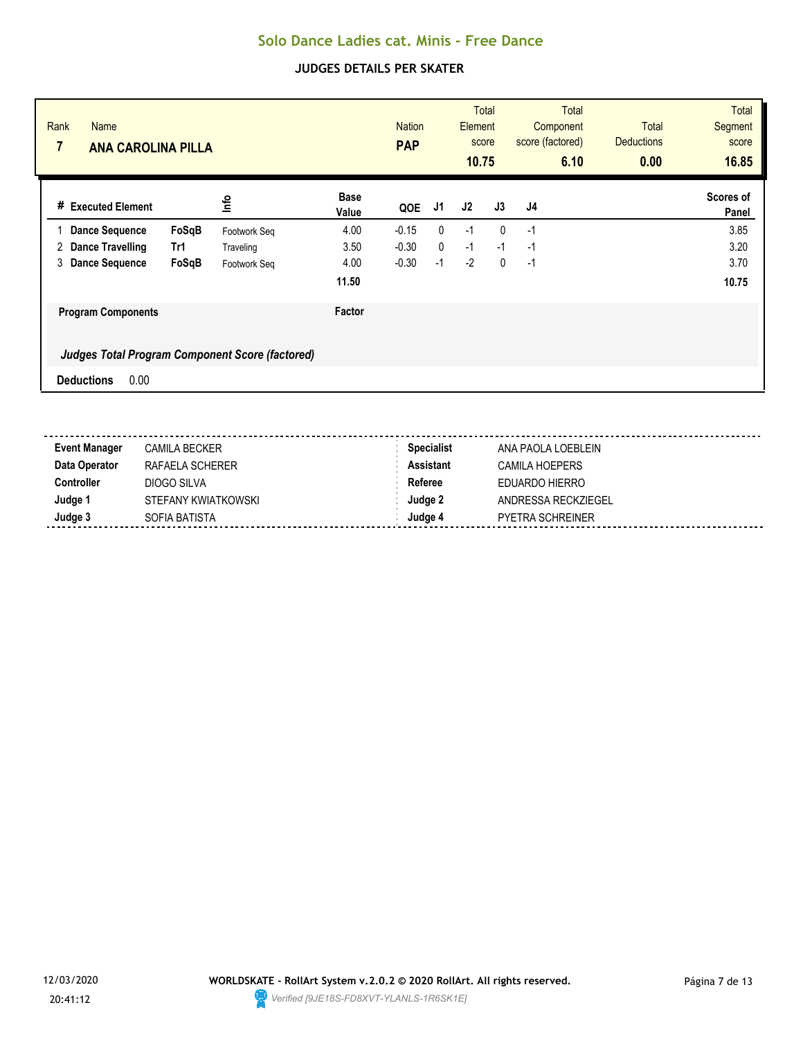# Solo Dance Ladies cat. Minis - Free Dance

## JUDGES DETAILS PER SKATER

| Rank | Name | Nation | Total Element score | Total Component score (factored) | Total Deductions | Total Segment score |
|---|---|---|---|---|---|---|
| 7 | **ANA CAROLINA PILLA** | **PAP** | **10.75** | **6.10** | **0.00** | **16.85** |

| # | Executed Element | | Info | Base Value | QOE | J1 | J2 | J3 | J4 | Scores of Panel |
|---|---|---|---|---|---|---|---|---|---|---|
| 1 | **Dance Sequence** | **FoSqB** | Footwork Seq | 4.00 | -0.15 | 0 | -1 | 0 | -1 | 3.85 |
| 2 | **Dance Travelling** | **Tr1** | Traveling | 3.50 | -0.30 | 0 | -1 | -1 | -1 | 3.20 |
| 3 | **Dance Sequence** | **FoSqB** | Footwork Seq | 4.00 | -0.30 | -1 | -2 | 0 | -1 | 3.70 |
| | | | | **11.50** | | | | | | **10.75** |

**Program Components** | **Factor**

***Judges Total Program Component Score (factored)***

**Deductions** 0.00

| | | | |
|---|---|---|---|
| **Event Manager** | CAMILA BECKER | **Specialist** | ANA PAOLA LOEBLEIN |
| **Data Operator** | RAFAELA SCHERER | **Assistant** | CAMILA HOEPERS |
| **Controller** | DIOGO SILVA | **Referee** | EDUARDO HIERRO |
| **Judge 1** | STEFANY KWIATKOWSKI | **Judge 2** | ANDRESSA RECKZIEGEL |
| **Judge 3** | SOFIA BATISTA | **Judge 4** | PYETRA SCHREINER |

12/03/2020 20:41:12

**WORLDSKATE - RollArt System v.2.0.2 © 2020 RollArt. All rights reserved.**

*Verified [9JE18S-FD8XVT-YLANLS-1R6SK1E]*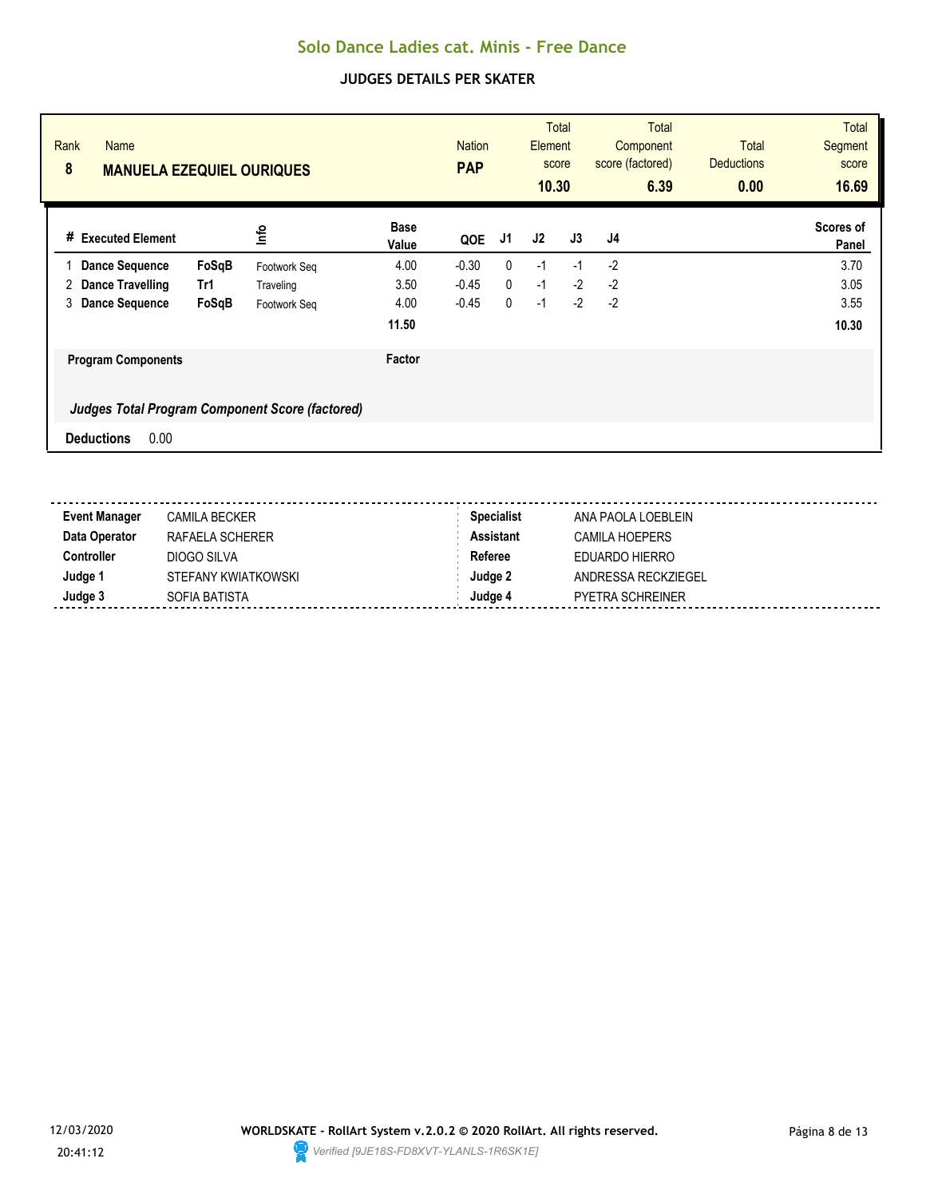# Solo Dance Ladies cat. Minis - Free Dance

## JUDGES DETAILS PER SKATER

| Rank | Name | Nation | Total Element score | Total Component score (factored) | Total Deductions | Total Segment score |
|---|---|---|---|---|---|---|
| 8 | MANUELA EZEQUIEL OURIQUES | PAP | 10.30 | 6.39 | 0.00 | 16.69 |

| # | Executed Element | | Info | Base Value | QOE | J1 | J2 | J3 | J4 | Scores of Panel |
|---|---|---|---|---|---|---|---|---|---|---|
| 1 | Dance Sequence | FoSqB | Footwork Seq | 4.00 | -0.30 | 0 | -1 | -1 | -2 | 3.70 |
| 2 | Dance Travelling | Tr1 | Traveling | 3.50 | -0.45 | 0 | -1 | -2 | -2 | 3.05 |
| 3 | Dance Sequence | FoSqB | Footwork Seq | 4.00 | -0.45 | 0 | -1 | -2 | -2 | 3.55 |
| | | | | 11.50 | | | | | | 10.30 |

**Program Components** Factor

***Judges Total Program Component Score (factored)***

**Deductions** 0.00

| | | | |
|---|---|---|---|
| **Event Manager** | CAMILA BECKER | **Specialist** | ANA PAOLA LOEBLEIN |
| **Data Operator** | RAFAELA SCHERER | **Assistant** | CAMILA HOEPERS |
| **Controller** | DIOGO SILVA | **Referee** | EDUARDO HIERRO |
| **Judge 1** | STEFANY KWIATKOWSKI | **Judge 2** | ANDRESSA RECKZIEGEL |
| **Judge 3** | SOFIA BATISTA | **Judge 4** | PYETRA SCHREINER |

12/03/2020 20:41:12

**WORLDSKATE - RollArt System v.2.0.2 © 2020 RollArt. All rights reserved.**

*Verified [9JE18S-FD8XVT-YLANLS-1R6SK1E]*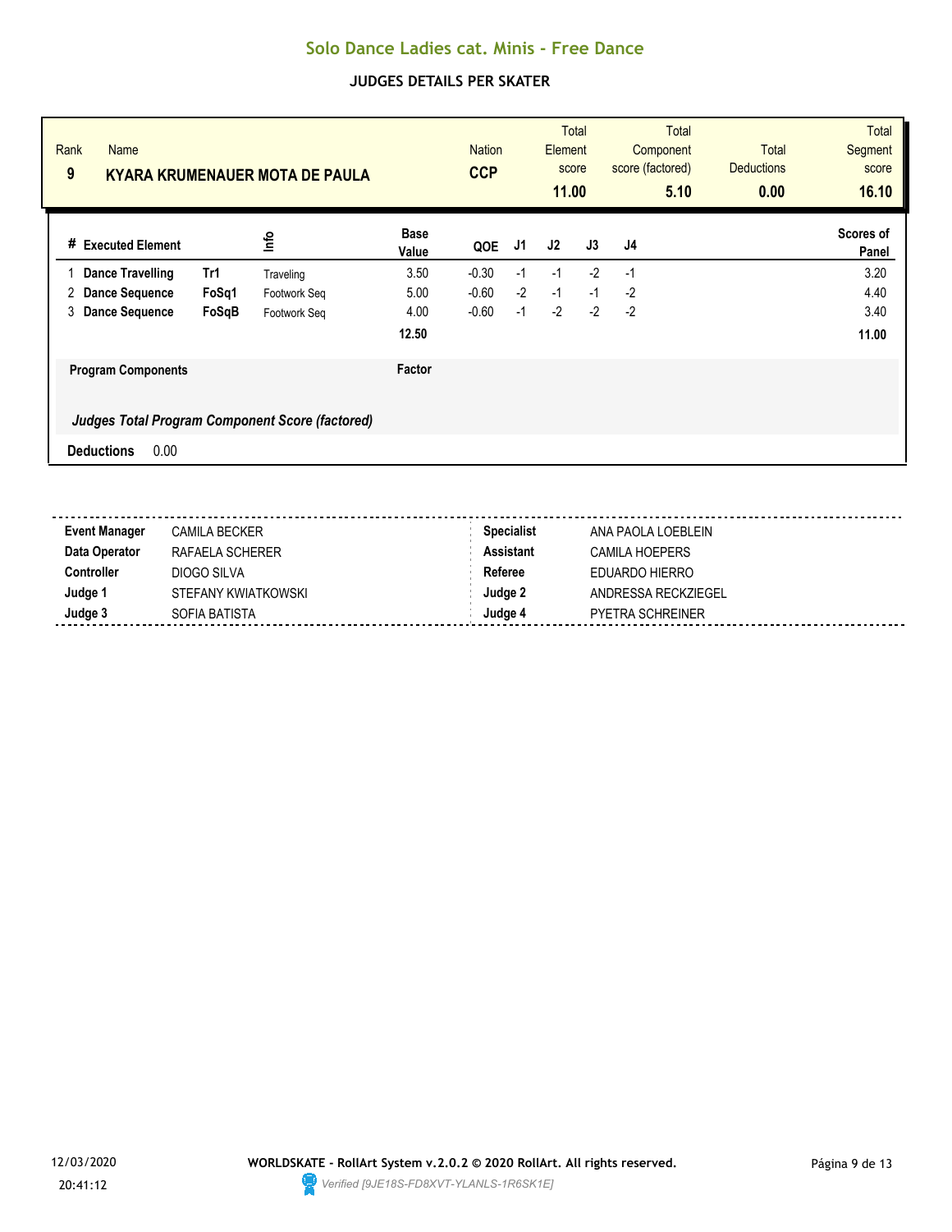# Solo Dance Ladies cat. Minis - Free Dance

## JUDGES DETAILS PER SKATER

| Rank | Name | Nation | Total Element score | Total Component score (factored) | Total Deductions | Total Segment score |
|---|---|---|---|---|---|---|
| 9 | **KYARA KRUMENAUER MOTA DE PAULA** | **CCP** | **11.00** | **5.10** | **0.00** | **16.10** |

| # | Executed Element | | Info | Base Value | QOE | J1 | J2 | J3 | J4 | Scores of Panel |
|---|---|---|---|---|---|---|---|---|---|---|
| 1 | **Dance Travelling** | **Tr1** | Traveling | 3.50 | -0.30 | -1 | -1 | -2 | -1 | 3.20 |
| 2 | **Dance Sequence** | **FoSq1** | Footwork Seq | 5.00 | -0.60 | -2 | -1 | -1 | -2 | 4.40 |
| 3 | **Dance Sequence** | **FoSqB** | Footwork Seq | 4.00 | -0.60 | -1 | -2 | -2 | -2 | 3.40 |
| | | | | **12.50** | | | | | | **11.00** |

| **Program Components** | **Factor** |
|---|---|
| ***Judges Total Program Component Score (factored)*** | |

**Deductions** 0.00

| | | | |
|---|---|---|---|
| **Event Manager** | CAMILA BECKER | **Specialist** | ANA PAOLA LOEBLEIN |
| **Data Operator** | RAFAELA SCHERER | **Assistant** | CAMILA HOEPERS |
| **Controller** | DIOGO SILVA | **Referee** | EDUARDO HIERRO |
| **Judge 1** | STEFANY KWIATKOWSKI | **Judge 2** | ANDRESSA RECKZIEGEL |
| **Judge 3** | SOFIA BATISTA | **Judge 4** | PYETRA SCHREINER |

12/03/2020
20:41:12

**WORLDSKATE - RollArt System v.2.0.2 © 2020 RollArt. All rights reserved.**

*Verified [9JE18S-FD8XVT-YLANLS-1R6SK1E]*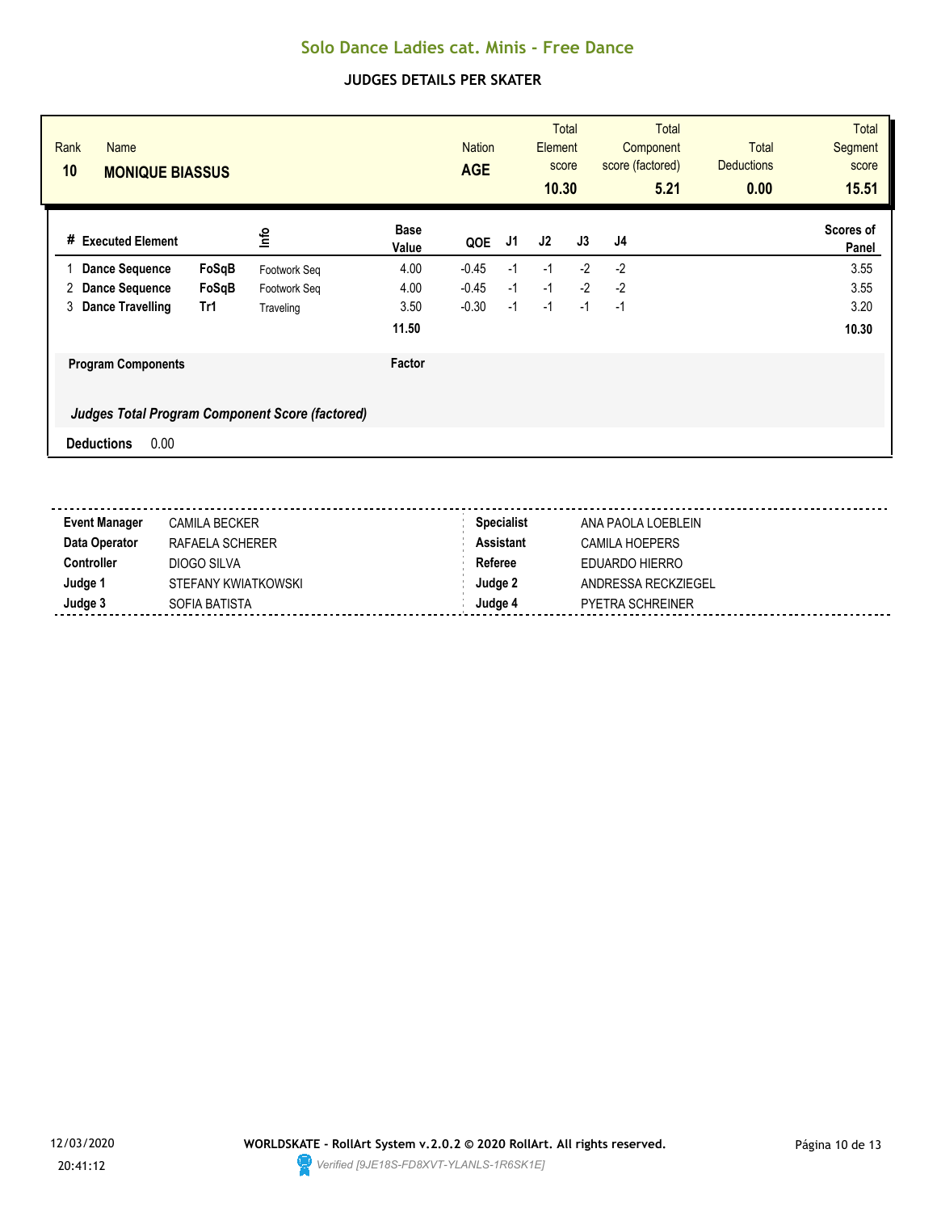# Solo Dance Ladies cat. Minis - Free Dance

## JUDGES DETAILS PER SKATER

| Rank | Name | Nation | Total Element score | Total Component score (factored) | Total Deductions | Total Segment score |
|---|---|---|---|---|---|---|
| 10 | **MONIQUE BIASSUS** | **AGE** | **10.30** | **5.21** | **0.00** | **15.51** |

| # | Executed Element | | Info | Base Value | QOE | J1 | J2 | J3 | J4 | Scores of Panel |
|---|---|---|---|---|---|---|---|---|---|---|
| 1 | **Dance Sequence** | **FoSqB** | Footwork Seq | 4.00 | -0.45 | -1 | -1 | -2 | -2 | 3.55 |
| 2 | **Dance Sequence** | **FoSqB** | Footwork Seq | 4.00 | -0.45 | -1 | -1 | -2 | -2 | 3.55 |
| 3 | **Dance Travelling** | **Tr1** | Traveling | 3.50 | -0.30 | -1 | -1 | -1 | -1 | 3.20 |
| | | | | **11.50** | | | | | | **10.30** |

**Program Components** — **Factor**

***Judges Total Program Component Score (factored)***

**Deductions** 0.00

| | | | |
|---|---|---|---|
| **Event Manager** | CAMILA BECKER | **Specialist** | ANA PAOLA LOEBLEIN |
| **Data Operator** | RAFAELA SCHERER | **Assistant** | CAMILA HOEPERS |
| **Controller** | DIOGO SILVA | **Referee** | EDUARDO HIERRO |
| **Judge 1** | STEFANY KWIATKOWSKI | **Judge 2** | ANDRESSA RECKZIEGEL |
| **Judge 3** | SOFIA BATISTA | **Judge 4** | PYETRA SCHREINER |

12/03/2020 20:41:12

**WORLDSKATE - RollArt System v.2.0.2 © 2020 RollArt. All rights reserved.**

*Verified [9JE18S-FD8XVT-YLANLS-1R6SK1E]*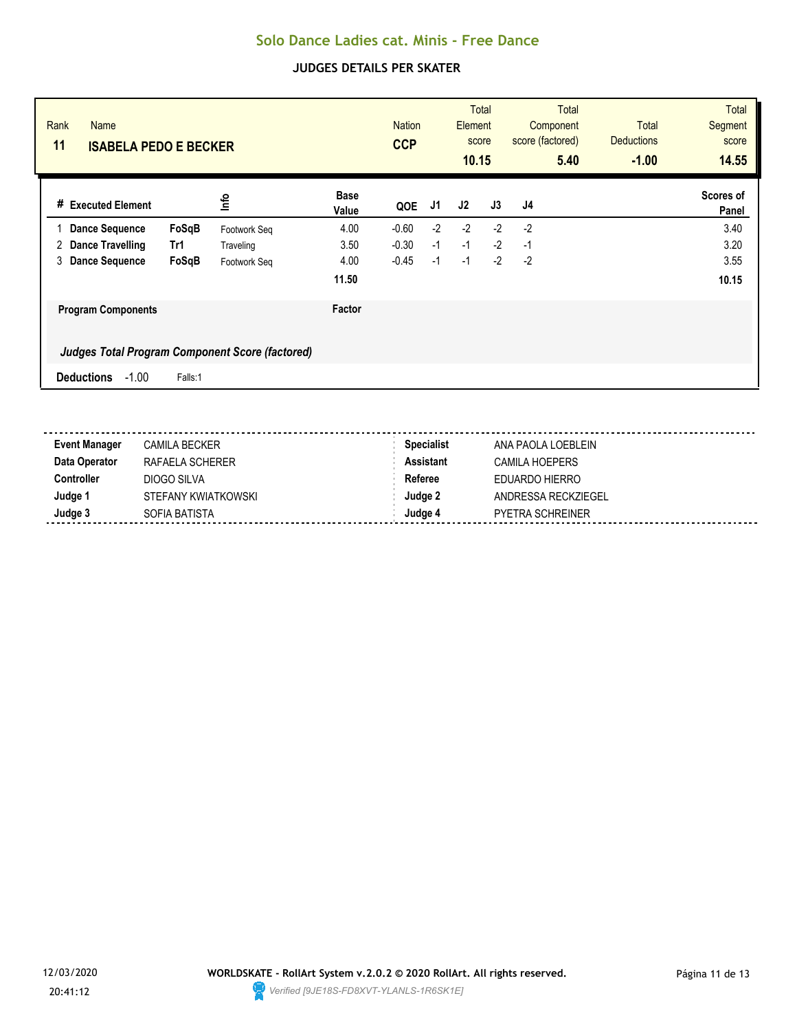# Solo Dance Ladies cat. Minis - Free Dance

## JUDGES DETAILS PER SKATER

| Rank | Name | Nation | Total Element score | Total Component score (factored) | Total Deductions | Total Segment score |
|---|---|---|---|---|---|---|
| 11 | **ISABELA PEDO E BECKER** | **CCP** | **10.15** | **5.40** | **-1.00** | **14.55** |

| # | Executed Element | | Info | Base Value | QOE | J1 | J2 | J3 | J4 | Scores of Panel |
|---|---|---|---|---|---|---|---|---|---|---|
| 1 | **Dance Sequence** | **FoSqB** | Footwork Seq | 4.00 | -0.60 | -2 | -2 | -2 | -2 | 3.40 |
| 2 | **Dance Travelling** | **Tr1** | Traveling | 3.50 | -0.30 | -1 | -1 | -2 | -1 | 3.20 |
| 3 | **Dance Sequence** | **FoSqB** | Footwork Seq | 4.00 | -0.45 | -1 | -1 | -2 | -2 | 3.55 |
| | | | | **11.50** | | | | | | **10.15** |

**Program Components** — **Factor**

***Judges Total Program Component Score (factored)***

**Deductions** -1.00 Falls:1

| | | | |
|---|---|---|---|
| **Event Manager** | CAMILA BECKER | **Specialist** | ANA PAOLA LOEBLEIN |
| **Data Operator** | RAFAELA SCHERER | **Assistant** | CAMILA HOEPERS |
| **Controller** | DIOGO SILVA | **Referee** | EDUARDO HIERRO |
| **Judge 1** | STEFANY KWIATKOWSKI | **Judge 2** | ANDRESSA RECKZIEGEL |
| **Judge 3** | SOFIA BATISTA | **Judge 4** | PYETRA SCHREINER |

12/03/2020 20:41:12

**WORLDSKATE - RollArt System v.2.0.2 © 2020 RollArt. All rights reserved.**

*Verified [9JE18S-FD8XVT-YLANLS-1R6SK1E]*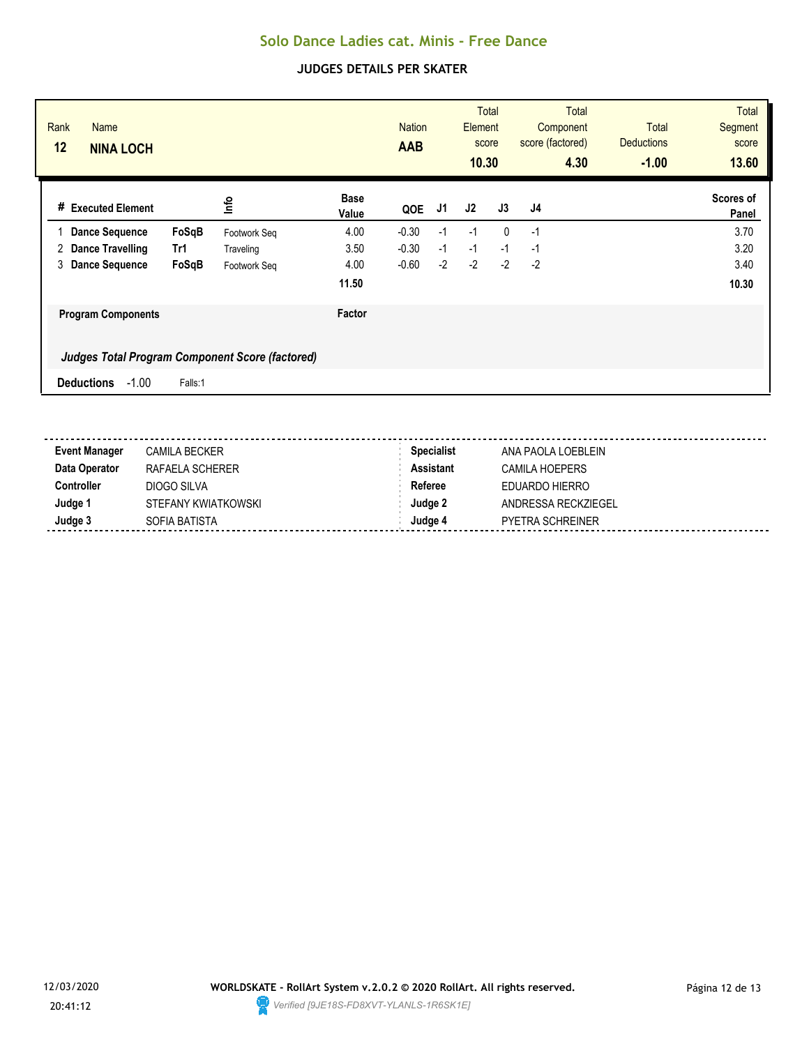## Solo Dance Ladies cat. Minis - Free Dance

### JUDGES DETAILS PER SKATER

| Rank | Name | Nation | Total Element score | Total Component score (factored) | Total Deductions | Total Segment score |
|---|---|---|---|---|---|---|
| 12 | **NINA LOCH** | **AAB** | **10.30** | **4.30** | **-1.00** | **13.60** |

| # | Executed Element | | Info | Base Value | QOE | J1 | J2 | J3 | J4 | Scores of Panel |
|---|---|---|---|---|---|---|---|---|---|---|
| 1 | **Dance Sequence** | **FoSqB** | Footwork Seq | 4.00 | -0.30 | -1 | -1 | 0 | -1 | 3.70 |
| 2 | **Dance Travelling** | **Tr1** | Traveling | 3.50 | -0.30 | -1 | -1 | -1 | -1 | 3.20 |
| 3 | **Dance Sequence** | **FoSqB** | Footwork Seq | 4.00 | -0.60 | -2 | -2 | -2 | -2 | 3.40 |
| | | | | **11.50** | | | | | | **10.30** |

**Program Components** — **Factor**

***Judges Total Program Component Score (factored)***

**Deductions** -1.00 Falls:1

| | | | |
|---|---|---|---|
| **Event Manager** | CAMILA BECKER | **Specialist** | ANA PAOLA LOEBLEIN |
| **Data Operator** | RAFAELA SCHERER | **Assistant** | CAMILA HOEPERS |
| **Controller** | DIOGO SILVA | **Referee** | EDUARDO HIERRO |
| **Judge 1** | STEFANY KWIATKOWSKI | **Judge 2** | ANDRESSA RECKZIEGEL |
| **Judge 3** | SOFIA BATISTA | **Judge 4** | PYETRA SCHREINER |

12/03/2020 20:41:12

**WORLDSKATE - RollArt System v.2.0.2 © 2020 RollArt. All rights reserved.**

*Verified [9JE18S-FD8XVT-YLANLS-1R6SK1E]*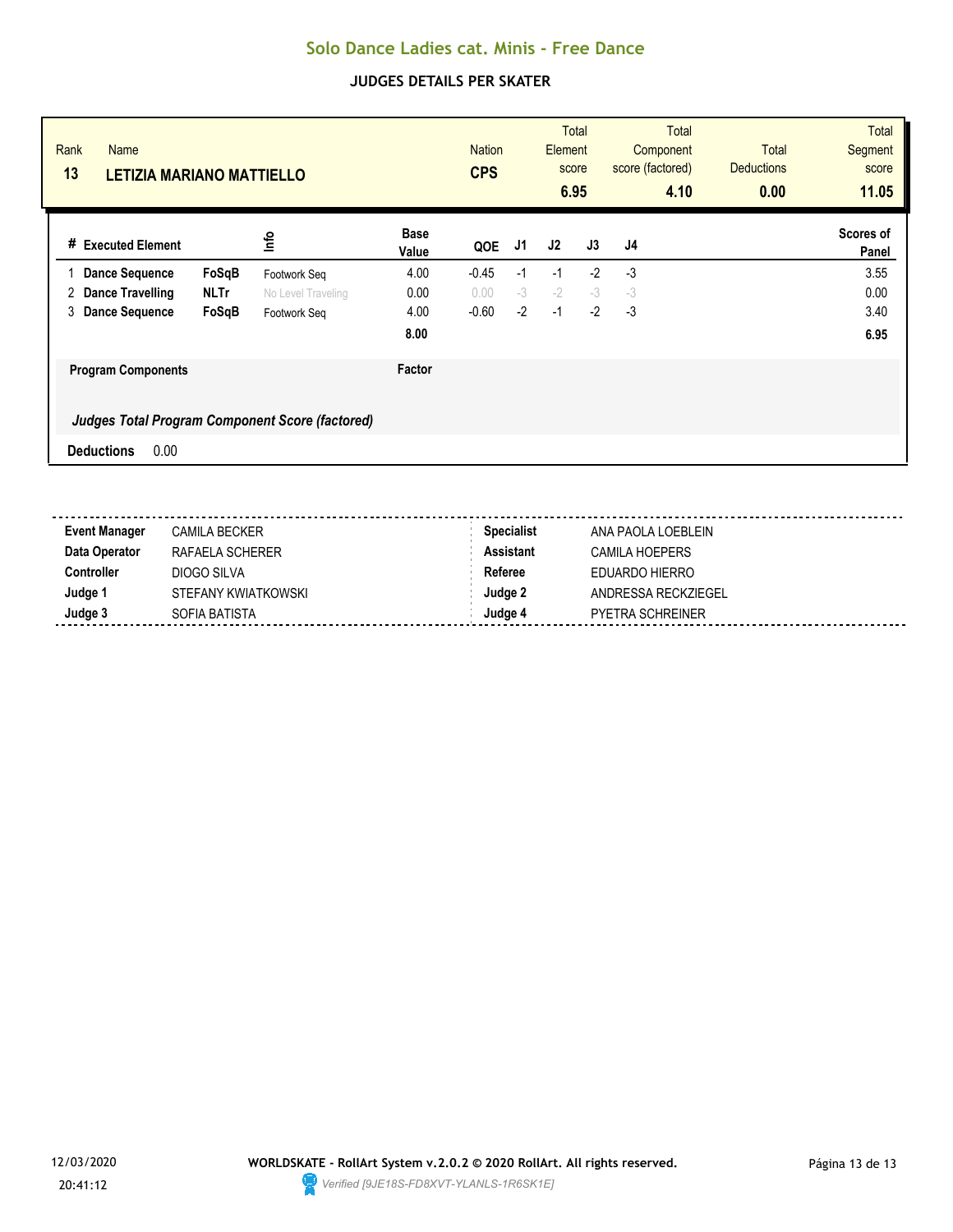# Solo Dance Ladies cat. Minis - Free Dance

## JUDGES DETAILS PER SKATER

| Rank | Name | Nation | Total Element score | Total Component score (factored) | Total Deductions | Total Segment score |
|---|---|---|---|---|---|---|
| 13 | LETIZIA MARIANO MATTIELLO | CPS | 6.95 | 4.10 | 0.00 | 11.05 |

| # | Executed Element | | Info | Base Value | QOE | J1 | J2 | J3 | J4 | Scores of Panel |
|---|---|---|---|---|---|---|---|---|---|---|
| 1 | Dance Sequence | FoSqB | Footwork Seq | 4.00 | -0.45 | -1 | -1 | -2 | -3 | 3.55 |
| 2 | Dance Travelling | NLTr | No Level Traveling | 0.00 | 0.00 | -3 | -2 | -3 | -3 | 0.00 |
| 3 | Dance Sequence | FoSqB | Footwork Seq | 4.00 | -0.60 | -2 | -1 | -2 | -3 | 3.40 |
| | | | | 8.00 | | | | | | 6.95 |

**Program Components** — **Factor**

***Judges Total Program Component Score (factored)***

**Deductions** 0.00

| | | | |
|---|---|---|---|
| **Event Manager** | CAMILA BECKER | **Specialist** | ANA PAOLA LOEBLEIN |
| **Data Operator** | RAFAELA SCHERER | **Assistant** | CAMILA HOEPERS |
| **Controller** | DIOGO SILVA | **Referee** | EDUARDO HIERRO |
| **Judge 1** | STEFANY KWIATKOWSKI | **Judge 2** | ANDRESSA RECKZIEGEL |
| **Judge 3** | SOFIA BATISTA | **Judge 4** | PYETRA SCHREINER |

12/03/2020 20:41:12

**WORLDSKATE - RollArt System v.2.0.2 © 2020 RollArt. All rights reserved.**

*Verified [9JE18S-FD8XVT-YLANLS-1R6SK1E]*